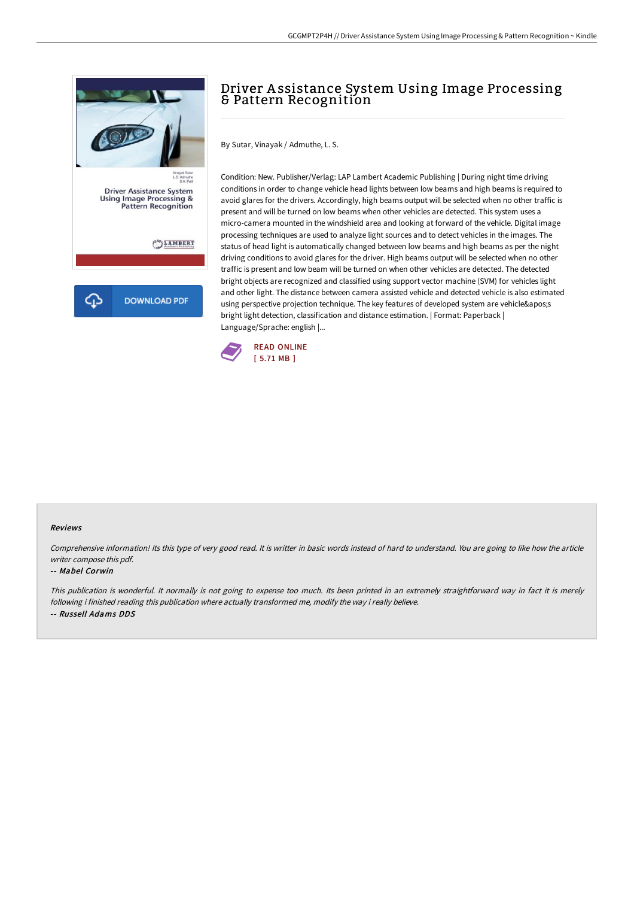# Driver Assistance System Using Image Processing & Pattern Recognition

By Sutar, Vinayak / Admuthe, L. S.

Condition: New. Publisher/Verlag: LAP Lambert Academic Publishing | During night time driving conditions in order to change vehicle head lights between low beams and high beams is required to avoid glares for the drivers. Accordingly, high beams output will be selected when no other traffic is present and will be turned on low beams when other vehicles are detected. This system uses a micro-camera mounted in the windshield area and looking at forward of the vehicle. Digital image processing techniques are used to analyze light sources and to detect vehicles in the images. The status of head light is automatically changed between low beams and high beams as per the night driving conditions to avoid glares for the driver. High beams output will be selected when no other traffic is present and low beam will be turned on when other vehicles are detected. The detected bright objects are recognized and classified using support vector machine (SVM) for vehicles light and other light. The distance between camera assisted vehicle and detected vehicle is also estimated using perspective projection technique. The key features of developed system are vehicle&apos;s bright light detection, classification and distance estimation. | Format: Paperback | Language/Sprache: english |...

READ ONLINE
[ 5.71 MB ]

DOWNLOAD PDF

### Reviews

*Comprehensive information! Its this type of very good read. It is writter in basic words instead of hard to understand. You are going to like how the article writer compose this pdf.*

-- ***Mabel Corwin***

*This publication is wonderful. It normally is not going to expense too much. Its been printed in an extremely straightforward way in fact it is merely following i finished reading this publication where actually transformed me, modify the way i really believe.*

-- ***Russell Adams DDS***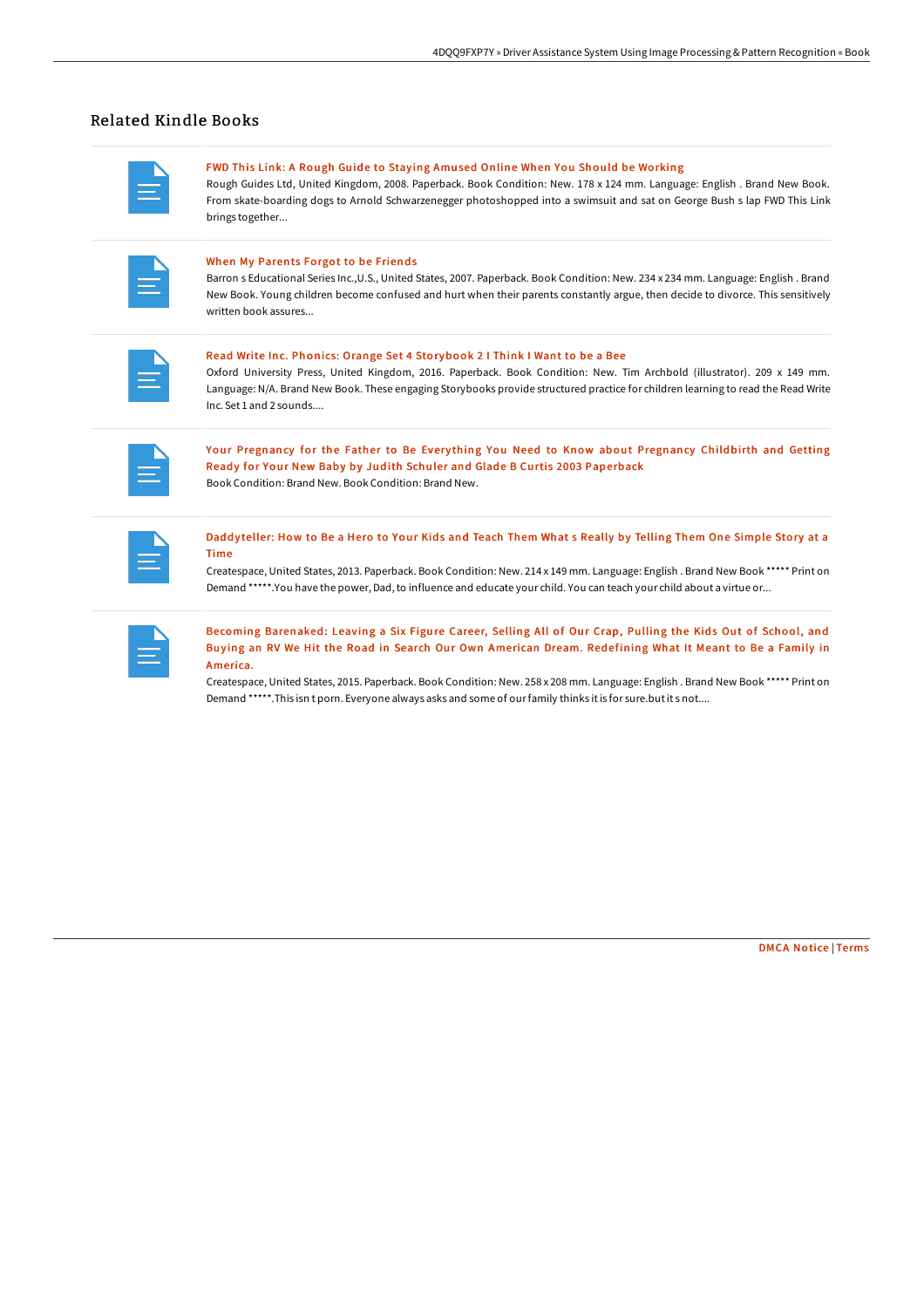## Related Kindle Books

### FWD This Link: A Rough Guide to Staying Amused Online When You Should be Working

Rough Guides Ltd, United Kingdom, 2008. Paperback. Book Condition: New. 178 x 124 mm. Language: English . Brand New Book. From skate-boarding dogs to Arnold Schwarzenegger photoshopped into a swimsuit and sat on George Bush s lap FWD This Link brings together...

### When My Parents Forgot to be Friends

Barron s Educational Series Inc.,U.S., United States, 2007. Paperback. Book Condition: New. 234 x 234 mm. Language: English . Brand New Book. Young children become confused and hurt when their parents constantly argue, then decide to divorce. This sensitively written book assures...

### Read Write Inc. Phonics: Orange Set 4 Storybook 2 I Think I Want to be a Bee

Oxford University Press, United Kingdom, 2016. Paperback. Book Condition: New. Tim Archbold (illustrator). 209 x 149 mm. Language: N/A. Brand New Book. These engaging Storybooks provide structured practice for children learning to read the Read Write Inc. Set 1 and 2 sounds....

### Your Pregnancy for the Father to Be Everything You Need to Know about Pregnancy Childbirth and Getting Ready for Your New Baby by Judith Schuler and Glade B Curtis 2003 Paperback

Book Condition: Brand New. Book Condition: Brand New.

### Daddyteller: How to Be a Hero to Your Kids and Teach Them What s Really by Telling Them One Simple Story at a Time

Createspace, United States, 2013. Paperback. Book Condition: New. 214 x 149 mm. Language: English . Brand New Book ***** Print on Demand *****.You have the power, Dad, to influence and educate your child. You can teach your child about a virtue or...

### Becoming Barenaked: Leaving a Six Figure Career, Selling All of Our Crap, Pulling the Kids Out of School, and Buying an RV We Hit the Road in Search Our Own American Dream. Redefining What It Meant to Be a Family in America.

Createspace, United States, 2015. Paperback. Book Condition: New. 258 x 208 mm. Language: English . Brand New Book ***** Print on Demand *****.This isn t porn. Everyone always asks and some of our family thinks it is for sure.but it s not....